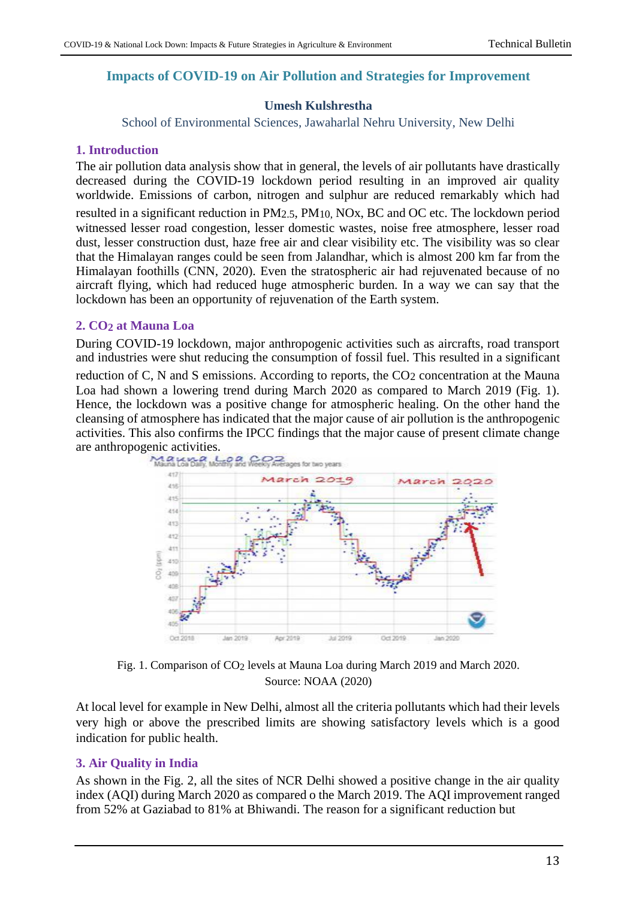# Impacts of COVID-19 on Air Pollution and Strategies for Improvement

**Umesh Kulshrestha**

School of Environmental Sciences, Jawaharlal Nehru University, New Delhi

## 1. Introduction

The air pollution data analysis show that in general, the levels of air pollutants have drastically decreased during the COVID-19 lockdown period resulting in an improved air quality worldwide. Emissions of carbon, nitrogen and sulphur are reduced remarkably which had resulted in a significant reduction in $PM_{2.5}$, $PM_{10}$, NOx, BC and OC etc. The lockdown period witnessed lesser road congestion, lesser domestic wastes, noise free atmosphere, lesser road dust, lesser construction dust, haze free air and clear visibility etc. The visibility was so clear that the Himalayan ranges could be seen from Jalandhar, which is almost 200 km far from the Himalayan foothills (CNN, 2020). Even the stratospheric air had rejuvenated because of no aircraft flying, which had reduced huge atmospheric burden. In a way we can say that the lockdown has been an opportunity of rejuvenation of the Earth system.

## 2. $CO_2$ at Mauna Loa

During COVID-19 lockdown, major anthropogenic activities such as aircrafts, road transport and industries were shut reducing the consumption of fossil fuel. This resulted in a significant reduction of C, N and S emissions. According to reports, the $CO_2$ concentration at the Mauna Loa had shown a lowering trend during March 2020 as compared to March 2019 (Fig. 1). Hence, the lockdown was a positive change for atmospheric healing. On the other hand the cleansing of atmosphere has indicated that the major cause of air pollution is the anthropogenic activities. This also confirms the IPCC findings that the major cause of present climate change are anthropogenic activities.

Fig. 1. Comparison of $CO_2$ levels at Mauna Loa during March 2019 and March 2020. Source: NOAA (2020)

At local level for example in New Delhi, almost all the criteria pollutants which had their levels very high or above the prescribed limits are showing satisfactory levels which is a good indication for public health.

## 3. Air Quality in India

As shown in the Fig. 2, all the sites of NCR Delhi showed a positive change in the air quality index (AQI) during March 2020 as compared o the March 2019. The AQI improvement ranged from 52% at Gaziabad to 81% at Bhiwandi. The reason for a significant reduction but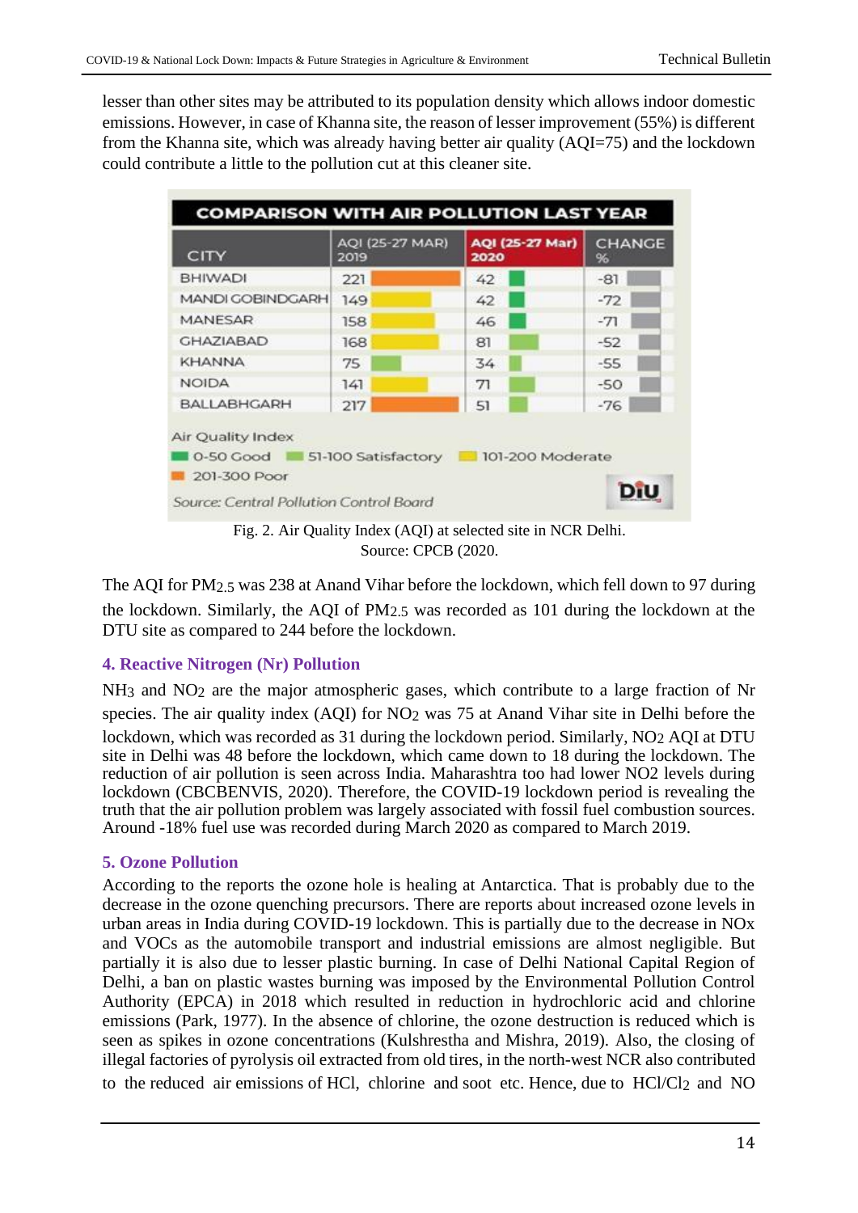lesser than other sites may be attributed to its population density which allows indoor domestic emissions. However, in case of Khanna site, the reason of lesser improvement (55%) is different from the Khanna site, which was already having better air quality (AQI=75) and the lockdown could contribute a little to the pollution cut at this cleaner site.

**COMPARISON WITH AIR POLLUTION LAST YEAR**

| CITY | AQI (25-27 MAR) 2019 | AQI (25-27 Mar) 2020 | CHANGE % |
|---|---|---|---|
| BHIWADI | 221 | 42 | -81 |
| MANDI GOBINDGARH | 149 | 42 | -72 |
| MANESAR | 158 | 46 | -71 |
| GHAZIABAD | 168 | 81 | -52 |
| KHANNA | 75 | 34 | -55 |
| NOIDA | 141 | 71 | -50 |
| BALLABHGARH | 217 | 51 | -76 |

Air Quality Index
0-50 Good; 51-100 Satisfactory; 101-200 Moderate; 201-300 Poor

*Source: Central Pollution Control Board*

Fig. 2. Air Quality Index (AQI) at selected site in NCR Delhi.
Source: CPCB (2020.

The AQI for $PM_{2.5}$ was 238 at Anand Vihar before the lockdown, which fell down to 97 during the lockdown. Similarly, the AQI of $PM_{2.5}$ was recorded as 101 during the lockdown at the DTU site as compared to 244 before the lockdown.

### 4. Reactive Nitrogen (Nr) Pollution

$NH_3$ and $NO_2$ are the major atmospheric gases, which contribute to a large fraction of Nr species. The air quality index (AQI) for $NO_2$ was 75 at Anand Vihar site in Delhi before the lockdown, which was recorded as 31 during the lockdown period. Similarly, $NO_2$ AQI at DTU site in Delhi was 48 before the lockdown, which came down to 18 during the lockdown. The reduction of air pollution is seen across India. Maharashtra too had lower NO2 levels during lockdown (CBCBENVIS, 2020). Therefore, the COVID-19 lockdown period is revealing the truth that the air pollution problem was largely associated with fossil fuel combustion sources. Around -18% fuel use was recorded during March 2020 as compared to March 2019.

### 5. Ozone Pollution

According to the reports the ozone hole is healing at Antarctica. That is probably due to the decrease in the ozone quenching precursors. There are reports about increased ozone levels in urban areas in India during COVID-19 lockdown. This is partially due to the decrease in NOx and VOCs as the automobile transport and industrial emissions are almost negligible. But partially it is also due to lesser plastic burning. In case of Delhi National Capital Region of Delhi, a ban on plastic wastes burning was imposed by the Environmental Pollution Control Authority (EPCA) in 2018 which resulted in reduction in hydrochloric acid and chlorine emissions (Park, 1977). In the absence of chlorine, the ozone destruction is reduced which is seen as spikes in ozone concentrations (Kulshrestha and Mishra, 2019). Also, the closing of illegal factories of pyrolysis oil extracted from old tires, in the north-west NCR also contributed to the reduced air emissions of HCl, chlorine and soot etc. Hence, due to $HCl/Cl_2$ and NO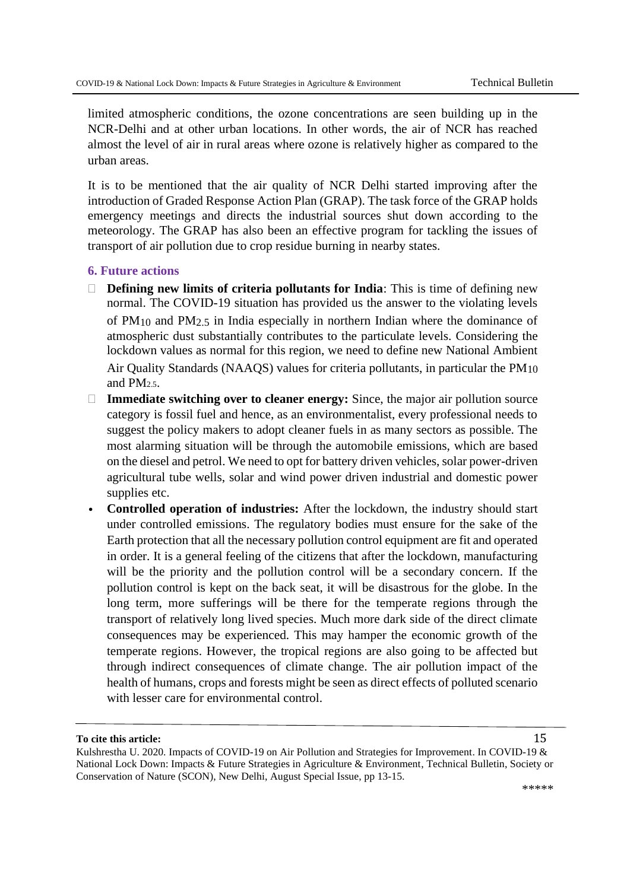limited atmospheric conditions, the ozone concentrations are seen building up in the NCR-Delhi and at other urban locations. In other words, the air of NCR has reached almost the level of air in rural areas where ozone is relatively higher as compared to the urban areas.

It is to be mentioned that the air quality of NCR Delhi started improving after the introduction of Graded Response Action Plan (GRAP). The task force of the GRAP holds emergency meetings and directs the industrial sources shut down according to the meteorology. The GRAP has also been an effective program for tackling the issues of transport of air pollution due to crop residue burning in nearby states.

## 6. Future actions

- **Defining new limits of criteria pollutants for India**: This is time of defining new normal. The COVID-19 situation has provided us the answer to the violating levels of $PM_{10}$ and $PM_{2.5}$ in India especially in northern Indian where the dominance of atmospheric dust substantially contributes to the particulate levels. Considering the lockdown values as normal for this region, we need to define new National Ambient Air Quality Standards (NAAQS) values for criteria pollutants, in particular the $PM_{10}$ and $PM_{2.5}$.
- **Immediate switching over to cleaner energy:** Since, the major air pollution source category is fossil fuel and hence, as an environmentalist, every professional needs to suggest the policy makers to adopt cleaner fuels in as many sectors as possible. The most alarming situation will be through the automobile emissions, which are based on the diesel and petrol. We need to opt for battery driven vehicles, solar power-driven agricultural tube wells, solar and wind power driven industrial and domestic power supplies etc.
- **Controlled operation of industries:** After the lockdown, the industry should start under controlled emissions. The regulatory bodies must ensure for the sake of the Earth protection that all the necessary pollution control equipment are fit and operated in order. It is a general feeling of the citizens that after the lockdown, manufacturing will be the priority and the pollution control will be a secondary concern. If the pollution control is kept on the back seat, it will be disastrous for the globe. In the long term, more sufferings will be there for the temperate regions through the transport of relatively long lived species. Much more dark side of the direct climate consequences may be experienced. This may hamper the economic growth of the temperate regions. However, the tropical regions are also going to be affected but through indirect consequences of climate change. The air pollution impact of the health of humans, crops and forests might be seen as direct effects of polluted scenario with lesser care for environmental control.

**To cite this article:**

Kulshrestha U. 2020. Impacts of COVID-19 on Air Pollution and Strategies for Improvement. In COVID-19 & National Lock Down: Impacts & Future Strategies in Agriculture & Environment, Technical Bulletin, Society or Conservation of Nature (SCON), New Delhi, August Special Issue, pp 13-15.

*****